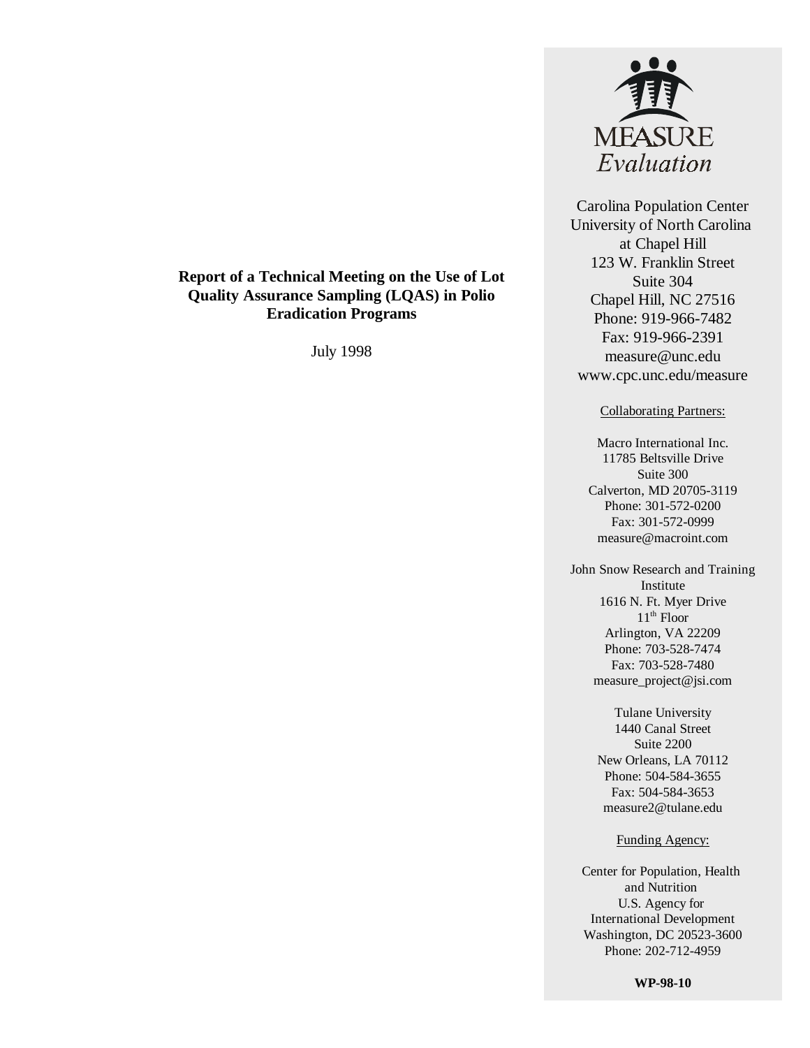# Report of a Technical Meeting on the Use of Lot Quality Assurance Sampling (LQAS) in Polio Eradication Programs

July 1998

MEASURE
*Evaluation*

Carolina Population Center
University of North Carolina
at Chapel Hill
123 W. Franklin Street
Suite 304
Chapel Hill, NC 27516
Phone: 919-966-7482
Fax: 919-966-2391
measure@unc.edu
www.cpc.unc.edu/measure

Collaborating Partners:

Macro International Inc.
11785 Beltsville Drive
Suite 300
Calverton, MD 20705-3119
Phone: 301-572-0200
Fax: 301-572-0999
measure@macroint.com

John Snow Research and Training Institute
1616 N. Ft. Myer Drive
11th Floor
Arlington, VA 22209
Phone: 703-528-7474
Fax: 703-528-7480
measure_project@jsi.com

Tulane University
1440 Canal Street
Suite 2200
New Orleans, LA 70112
Phone: 504-584-3655
Fax: 504-584-3653
measure2@tulane.edu

Funding Agency:

Center for Population, Health and Nutrition
U.S. Agency for International Development
Washington, DC 20523-3600
Phone: 202-712-4959

**WP-98-10**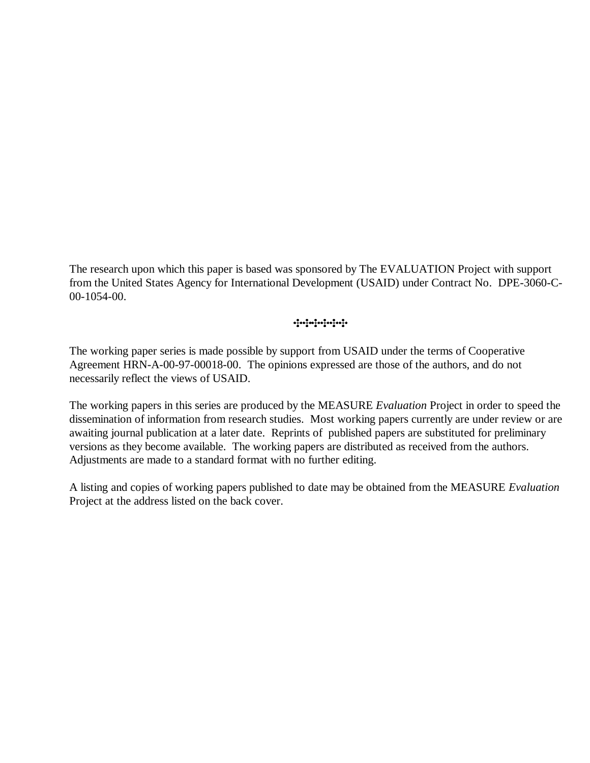The research upon which this paper is based was sponsored by The EVALUATION Project with support from the United States Agency for International Development (USAID) under Contract No. DPE-3060-C-00-1054-00.

The working paper series is made possible by support from USAID under the terms of Cooperative Agreement HRN-A-00-97-00018-00. The opinions expressed are those of the authors, and do not necessarily reflect the views of USAID.

The working papers in this series are produced by the MEASURE *Evaluation* Project in order to speed the dissemination of information from research studies. Most working papers currently are under review or are awaiting journal publication at a later date. Reprints of published papers are substituted for preliminary versions as they become available. The working papers are distributed as received from the authors. Adjustments are made to a standard format with no further editing.

A listing and copies of working papers published to date may be obtained from the MEASURE *Evaluation* Project at the address listed on the back cover.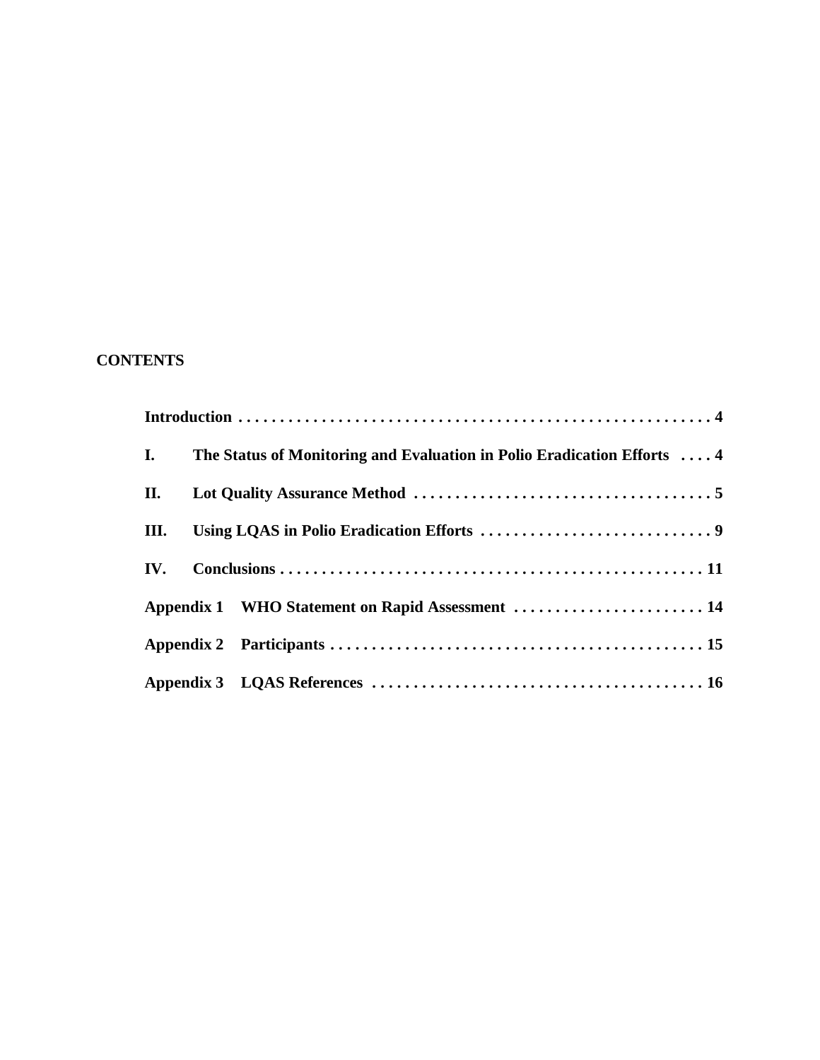**CONTENTS**

**Introduction . . . . . . . . . . . . . . . . . . . . . . . . . . . . . . . . . . . . . . . . . . . . . . . . . . . . . . . . . 4**

**I. The Status of Monitoring and Evaluation in Polio Eradication Efforts . . . . 4**

**II. Lot Quality Assurance Method . . . . . . . . . . . . . . . . . . . . . . . . . . . . . . . . . . . . 5**

**III. Using LQAS in Polio Eradication Efforts . . . . . . . . . . . . . . . . . . . . . . . . . . . . 9**

**IV. Conclusions . . . . . . . . . . . . . . . . . . . . . . . . . . . . . . . . . . . . . . . . . . . . . . . . . . 11**

**Appendix 1 WHO Statement on Rapid Assessment . . . . . . . . . . . . . . . . . . . . . . . 14**

**Appendix 2 Participants . . . . . . . . . . . . . . . . . . . . . . . . . . . . . . . . . . . . . . . . . . . . . 15**

**Appendix 3 LQAS References . . . . . . . . . . . . . . . . . . . . . . . . . . . . . . . . . . . . . . . 16**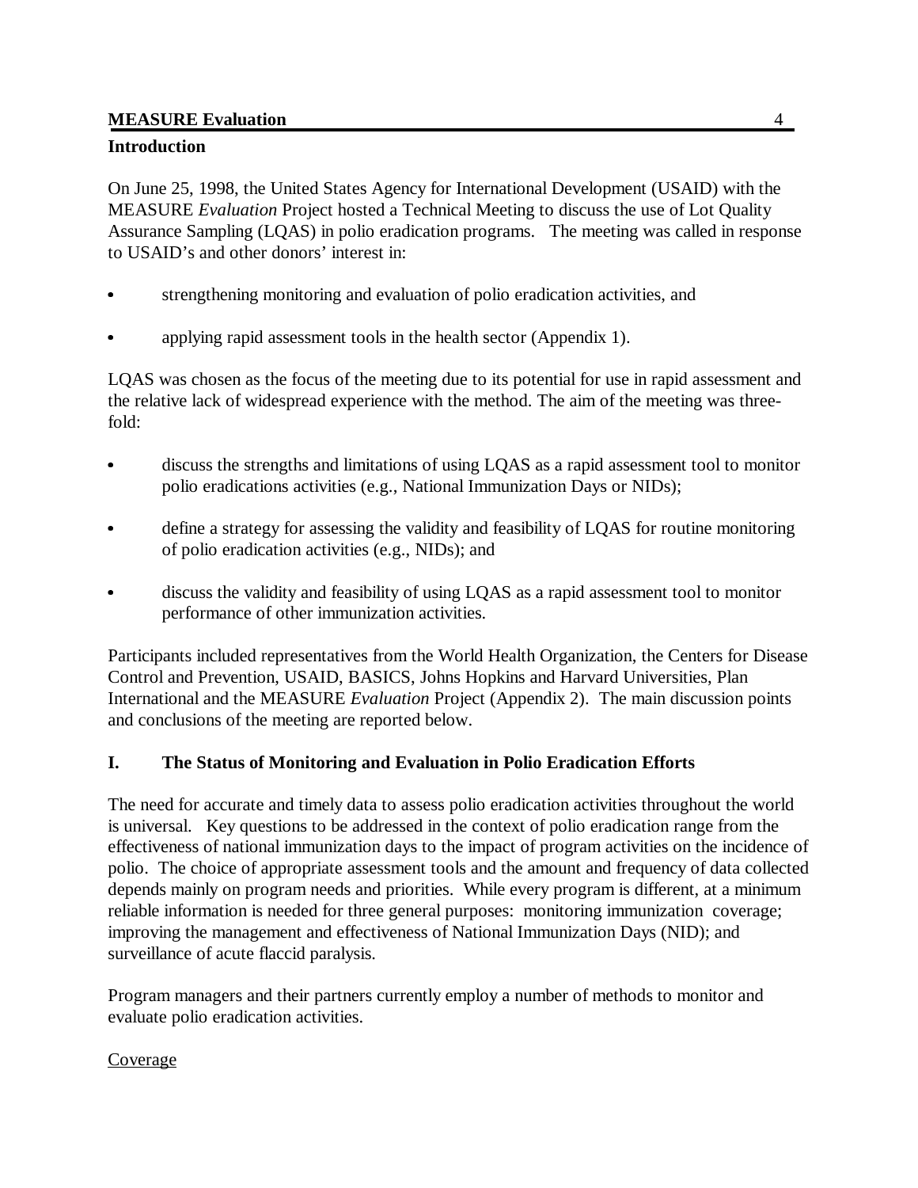## Introduction

On June 25, 1998, the United States Agency for International Development (USAID) with the MEASURE *Evaluation* Project hosted a Technical Meeting to discuss the use of Lot Quality Assurance Sampling (LQAS) in polio eradication programs. The meeting was called in response to USAID's and other donors' interest in:

- strengthening monitoring and evaluation of polio eradication activities, and
- applying rapid assessment tools in the health sector (Appendix 1).

LQAS was chosen as the focus of the meeting due to its potential for use in rapid assessment and the relative lack of widespread experience with the method. The aim of the meeting was three-fold:

- discuss the strengths and limitations of using LQAS as a rapid assessment tool to monitor polio eradications activities (e.g., National Immunization Days or NIDs);
- define a strategy for assessing the validity and feasibility of LQAS for routine monitoring of polio eradication activities (e.g., NIDs); and
- discuss the validity and feasibility of using LQAS as a rapid assessment tool to monitor performance of other immunization activities.

Participants included representatives from the World Health Organization, the Centers for Disease Control and Prevention, USAID, BASICS, Johns Hopkins and Harvard Universities, Plan International and the MEASURE *Evaluation* Project (Appendix 2). The main discussion points and conclusions of the meeting are reported below.

## I. The Status of Monitoring and Evaluation in Polio Eradication Efforts

The need for accurate and timely data to assess polio eradication activities throughout the world is universal. Key questions to be addressed in the context of polio eradication range from the effectiveness of national immunization days to the impact of program activities on the incidence of polio. The choice of appropriate assessment tools and the amount and frequency of data collected depends mainly on program needs and priorities. While every program is different, at a minimum reliable information is needed for three general purposes: monitoring immunization coverage; improving the management and effectiveness of National Immunization Days (NID); and surveillance of acute flaccid paralysis.

Program managers and their partners currently employ a number of methods to monitor and evaluate polio eradication activities.

<u>Coverage</u>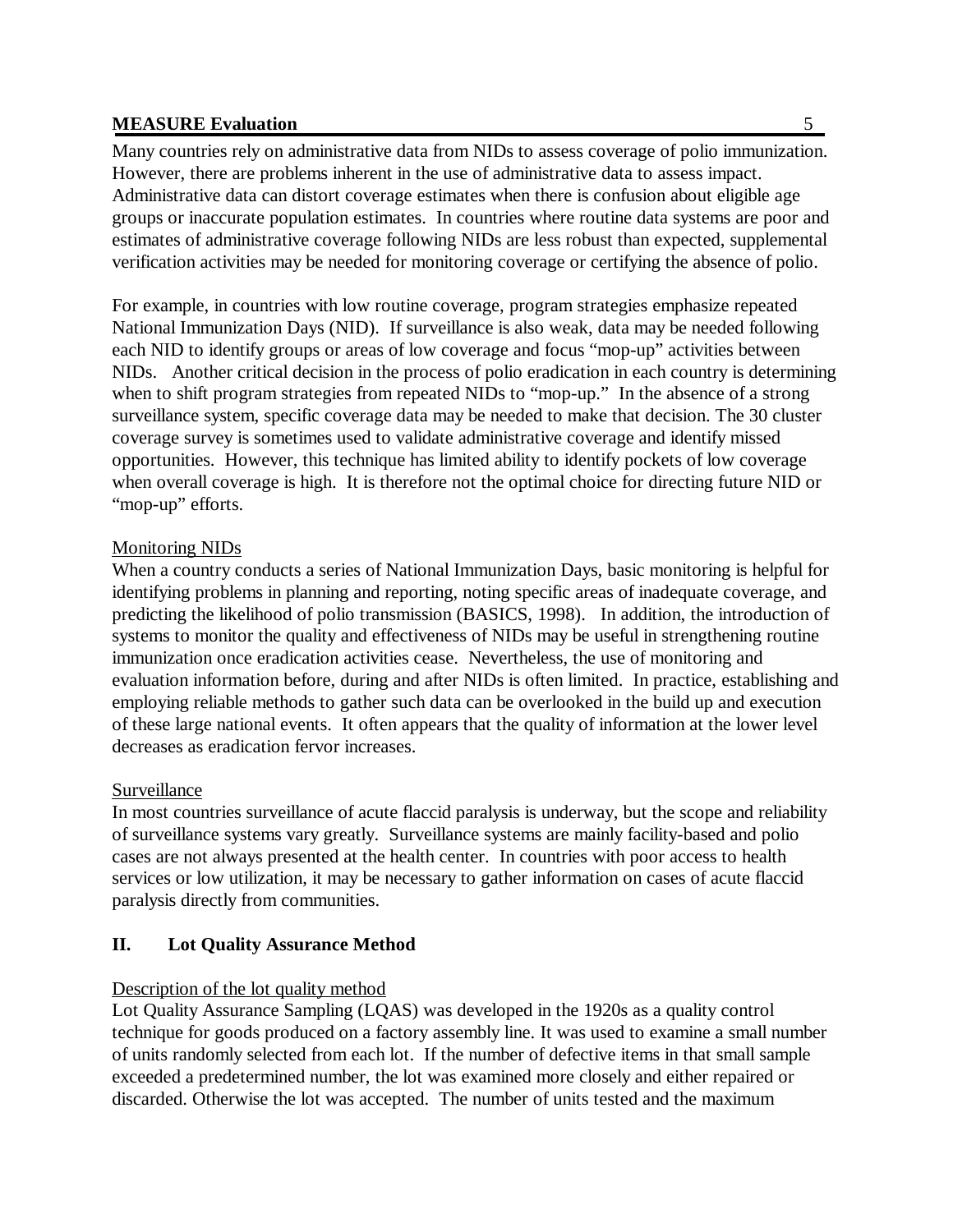Many countries rely on administrative data from NIDs to assess coverage of polio immunization. However, there are problems inherent in the use of administrative data to assess impact. Administrative data can distort coverage estimates when there is confusion about eligible age groups or inaccurate population estimates. In countries where routine data systems are poor and estimates of administrative coverage following NIDs are less robust than expected, supplemental verification activities may be needed for monitoring coverage or certifying the absence of polio.

For example, in countries with low routine coverage, program strategies emphasize repeated National Immunization Days (NID). If surveillance is also weak, data may be needed following each NID to identify groups or areas of low coverage and focus "mop-up" activities between NIDs. Another critical decision in the process of polio eradication in each country is determining when to shift program strategies from repeated NIDs to "mop-up." In the absence of a strong surveillance system, specific coverage data may be needed to make that decision. The 30 cluster coverage survey is sometimes used to validate administrative coverage and identify missed opportunities. However, this technique has limited ability to identify pockets of low coverage when overall coverage is high. It is therefore not the optimal choice for directing future NID or "mop-up" efforts.

Monitoring NIDs

When a country conducts a series of National Immunization Days, basic monitoring is helpful for identifying problems in planning and reporting, noting specific areas of inadequate coverage, and predicting the likelihood of polio transmission (BASICS, 1998). In addition, the introduction of systems to monitor the quality and effectiveness of NIDs may be useful in strengthening routine immunization once eradication activities cease. Nevertheless, the use of monitoring and evaluation information before, during and after NIDs is often limited. In practice, establishing and employing reliable methods to gather such data can be overlooked in the build up and execution of these large national events. It often appears that the quality of information at the lower level decreases as eradication fervor increases.

Surveillance

In most countries surveillance of acute flaccid paralysis is underway, but the scope and reliability of surveillance systems vary greatly. Surveillance systems are mainly facility-based and polio cases are not always presented at the health center. In countries with poor access to health services or low utilization, it may be necessary to gather information on cases of acute flaccid paralysis directly from communities.

## II. Lot Quality Assurance Method

Description of the lot quality method

Lot Quality Assurance Sampling (LQAS) was developed in the 1920s as a quality control technique for goods produced on a factory assembly line. It was used to examine a small number of units randomly selected from each lot. If the number of defective items in that small sample exceeded a predetermined number, the lot was examined more closely and either repaired or discarded. Otherwise the lot was accepted. The number of units tested and the maximum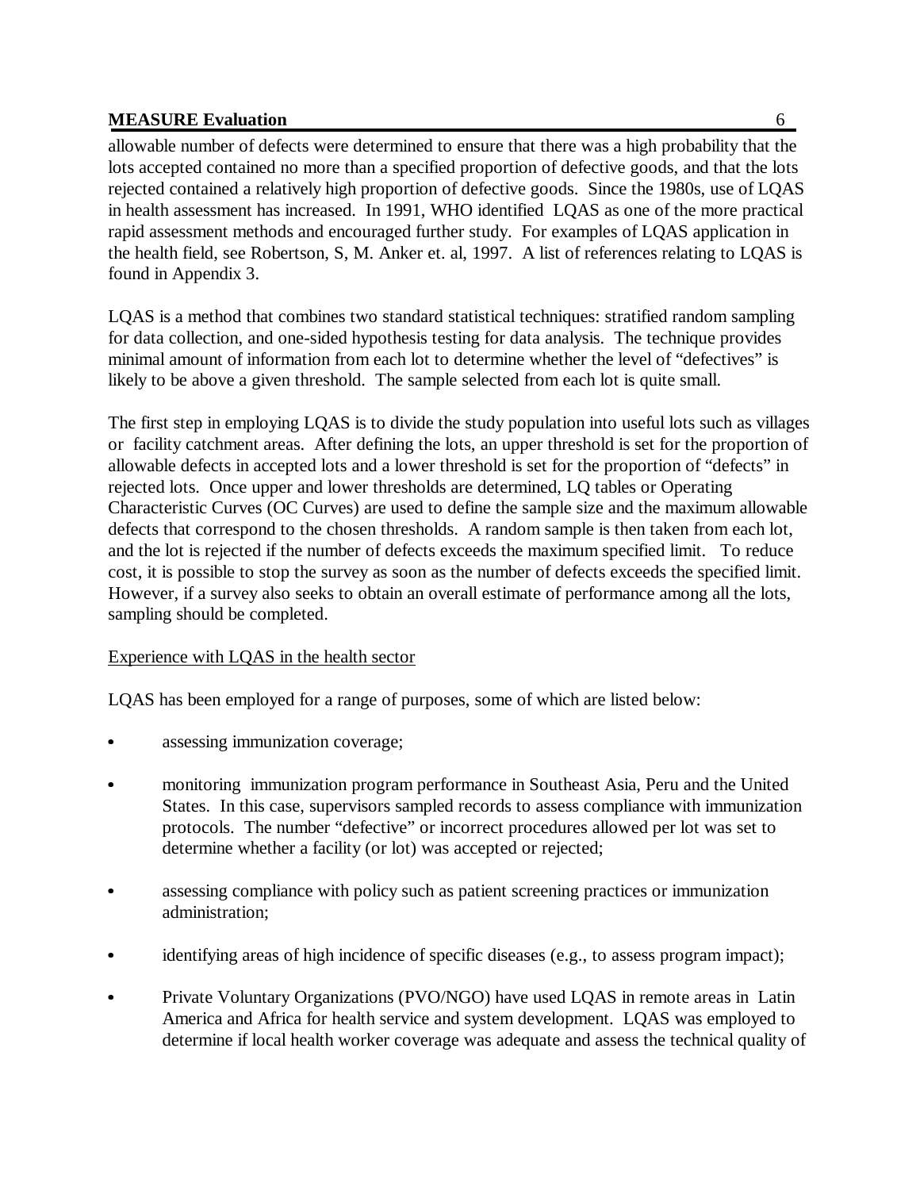allowable number of defects were determined to ensure that there was a high probability that the lots accepted contained no more than a specified proportion of defective goods, and that the lots rejected contained a relatively high proportion of defective goods. Since the 1980s, use of LQAS in health assessment has increased. In 1991, WHO identified LQAS as one of the more practical rapid assessment methods and encouraged further study. For examples of LQAS application in the health field, see Robertson, S, M. Anker et. al, 1997. A list of references relating to LQAS is found in Appendix 3.

LQAS is a method that combines two standard statistical techniques: stratified random sampling for data collection, and one-sided hypothesis testing for data analysis. The technique provides minimal amount of information from each lot to determine whether the level of "defectives" is likely to be above a given threshold. The sample selected from each lot is quite small.

The first step in employing LQAS is to divide the study population into useful lots such as villages or facility catchment areas. After defining the lots, an upper threshold is set for the proportion of allowable defects in accepted lots and a lower threshold is set for the proportion of "defects" in rejected lots. Once upper and lower thresholds are determined, LQ tables or Operating Characteristic Curves (OC Curves) are used to define the sample size and the maximum allowable defects that correspond to the chosen thresholds. A random sample is then taken from each lot, and the lot is rejected if the number of defects exceeds the maximum specified limit. To reduce cost, it is possible to stop the survey as soon as the number of defects exceeds the specified limit. However, if a survey also seeks to obtain an overall estimate of performance among all the lots, sampling should be completed.

<u>Experience with LQAS in the health sector</u>

LQAS has been employed for a range of purposes, some of which are listed below:

- assessing immunization coverage;
- monitoring immunization program performance in Southeast Asia, Peru and the United States. In this case, supervisors sampled records to assess compliance with immunization protocols. The number "defective" or incorrect procedures allowed per lot was set to determine whether a facility (or lot) was accepted or rejected;
- assessing compliance with policy such as patient screening practices or immunization administration;
- identifying areas of high incidence of specific diseases (e.g., to assess program impact);
- Private Voluntary Organizations (PVO/NGO) have used LQAS in remote areas in Latin America and Africa for health service and system development. LQAS was employed to determine if local health worker coverage was adequate and assess the technical quality of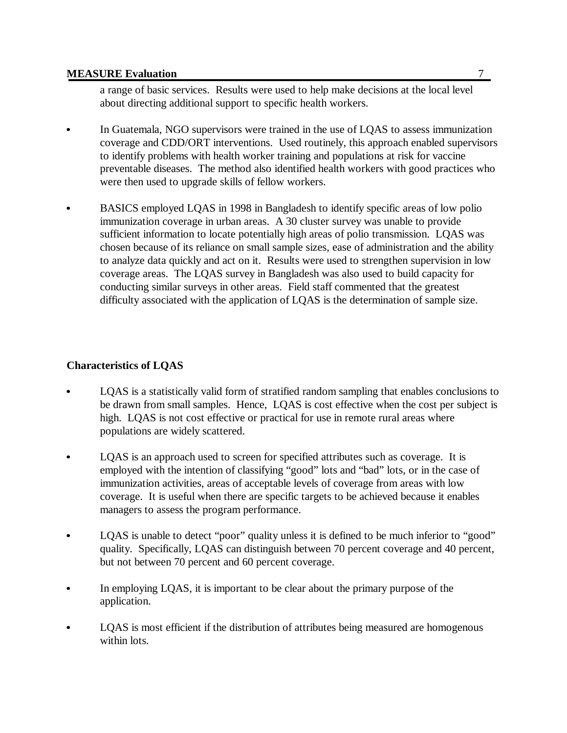a range of basic services. Results were used to help make decisions at the local level about directing additional support to specific health workers.

- In Guatemala, NGO supervisors were trained in the use of LQAS to assess immunization coverage and CDD/ORT interventions. Used routinely, this approach enabled supervisors to identify problems with health worker training and populations at risk for vaccine preventable diseases. The method also identified health workers with good practices who were then used to upgrade skills of fellow workers.

- BASICS employed LQAS in 1998 in Bangladesh to identify specific areas of low polio immunization coverage in urban areas. A 30 cluster survey was unable to provide sufficient information to locate potentially high areas of polio transmission. LQAS was chosen because of its reliance on small sample sizes, ease of administration and the ability to analyze data quickly and act on it. Results were used to strengthen supervision in low coverage areas. The LQAS survey in Bangladesh was also used to build capacity for conducting similar surveys in other areas. Field staff commented that the greatest difficulty associated with the application of LQAS is the determination of sample size.

**Characteristics of LQAS**

- LQAS is a statistically valid form of stratified random sampling that enables conclusions to be drawn from small samples. Hence, LQAS is cost effective when the cost per subject is high. LQAS is not cost effective or practical for use in remote rural areas where populations are widely scattered.

- LQAS is an approach used to screen for specified attributes such as coverage. It is employed with the intention of classifying "good" lots and "bad" lots, or in the case of immunization activities, areas of acceptable levels of coverage from areas with low coverage. It is useful when there are specific targets to be achieved because it enables managers to assess the program performance.

- LQAS is unable to detect "poor" quality unless it is defined to be much inferior to "good" quality. Specifically, LQAS can distinguish between 70 percent coverage and 40 percent, but not between 70 percent and 60 percent coverage.

- In employing LQAS, it is important to be clear about the primary purpose of the application.

- LQAS is most efficient if the distribution of attributes being measured are homogenous within lots.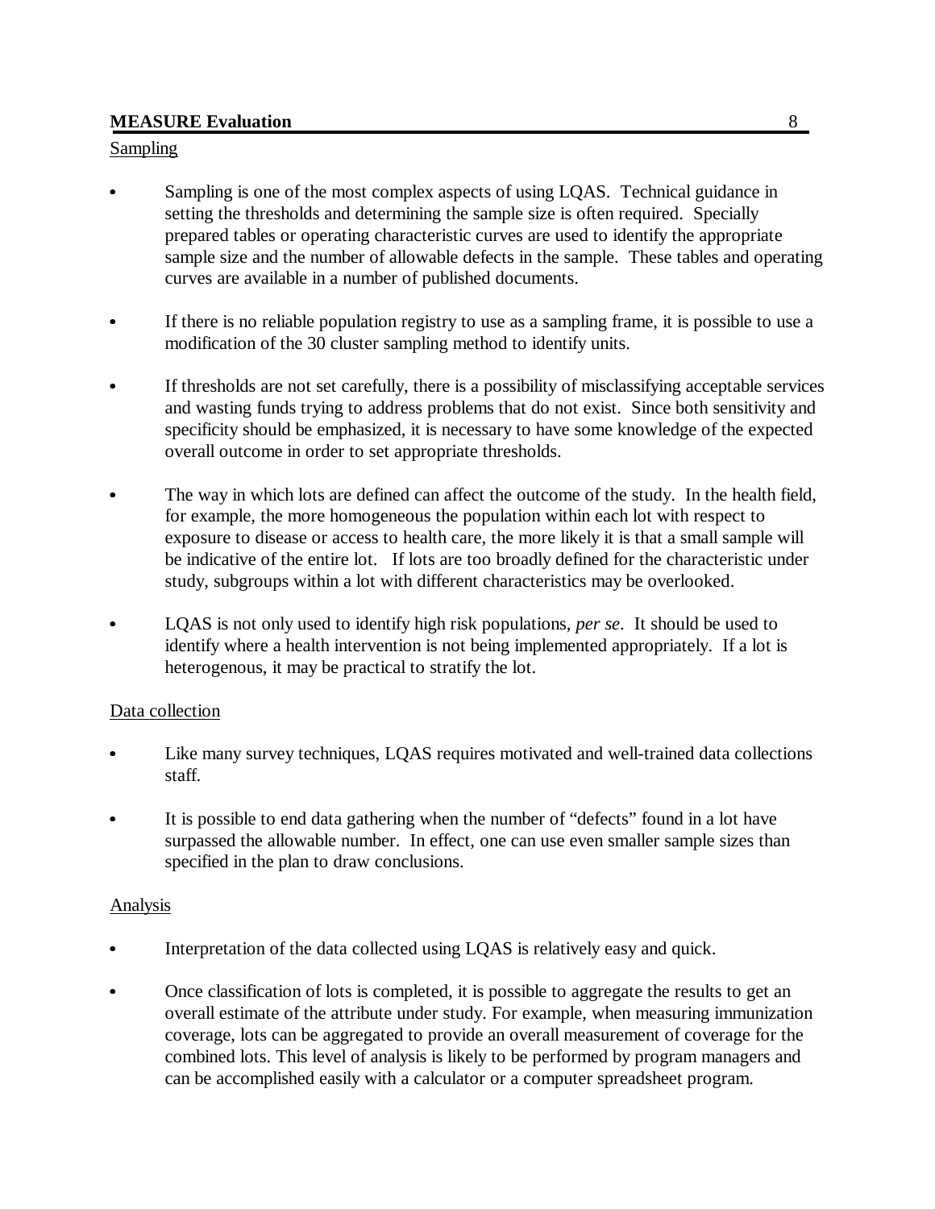Sampling

- Sampling is one of the most complex aspects of using LQAS. Technical guidance in setting the thresholds and determining the sample size is often required. Specially prepared tables or operating characteristic curves are used to identify the appropriate sample size and the number of allowable defects in the sample. These tables and operating curves are available in a number of published documents.

- If there is no reliable population registry to use as a sampling frame, it is possible to use a modification of the 30 cluster sampling method to identify units.

- If thresholds are not set carefully, there is a possibility of misclassifying acceptable services and wasting funds trying to address problems that do not exist. Since both sensitivity and specificity should be emphasized, it is necessary to have some knowledge of the expected overall outcome in order to set appropriate thresholds.

- The way in which lots are defined can affect the outcome of the study. In the health field, for example, the more homogeneous the population within each lot with respect to exposure to disease or access to health care, the more likely it is that a small sample will be indicative of the entire lot. If lots are too broadly defined for the characteristic under study, subgroups within a lot with different characteristics may be overlooked.

- LQAS is not only used to identify high risk populations, *per se*. It should be used to identify where a health intervention is not being implemented appropriately. If a lot is heterogenous, it may be practical to stratify the lot.

Data collection

- Like many survey techniques, LQAS requires motivated and well-trained data collections staff.

- It is possible to end data gathering when the number of "defects" found in a lot have surpassed the allowable number. In effect, one can use even smaller sample sizes than specified in the plan to draw conclusions.

Analysis

- Interpretation of the data collected using LQAS is relatively easy and quick.

- Once classification of lots is completed, it is possible to aggregate the results to get an overall estimate of the attribute under study. For example, when measuring immunization coverage, lots can be aggregated to provide an overall measurement of coverage for the combined lots. This level of analysis is likely to be performed by program managers and can be accomplished easily with a calculator or a computer spreadsheet program.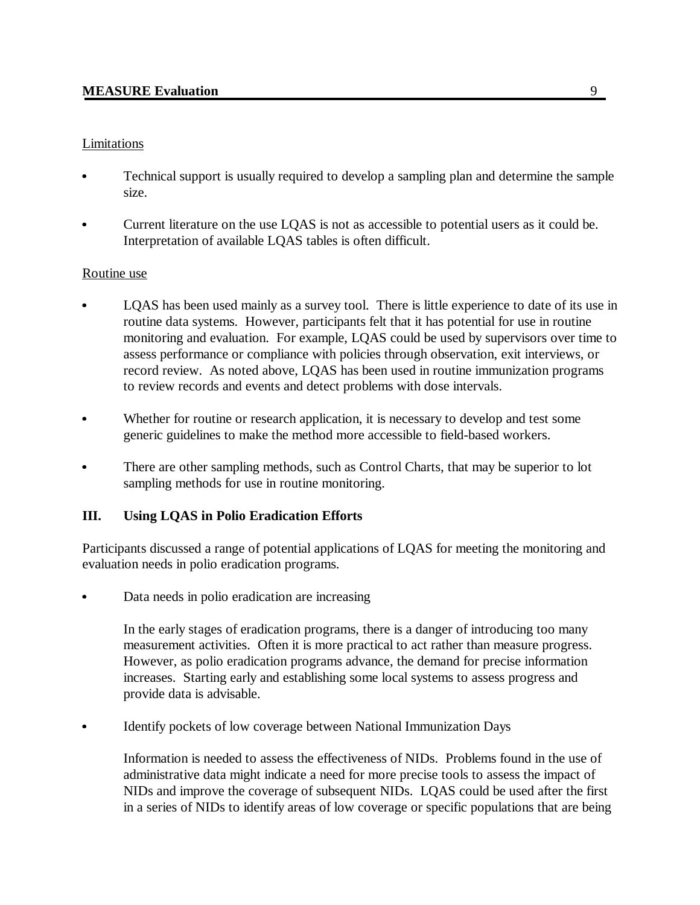Limitations

- Technical support is usually required to develop a sampling plan and determine the sample size.
- Current literature on the use LQAS is not as accessible to potential users as it could be. Interpretation of available LQAS tables is often difficult.

Routine use

- LQAS has been used mainly as a survey tool. There is little experience to date of its use in routine data systems. However, participants felt that it has potential for use in routine monitoring and evaluation. For example, LQAS could be used by supervisors over time to assess performance or compliance with policies through observation, exit interviews, or record review. As noted above, LQAS has been used in routine immunization programs to review records and events and detect problems with dose intervals.
- Whether for routine or research application, it is necessary to develop and test some generic guidelines to make the method more accessible to field-based workers.
- There are other sampling methods, such as Control Charts, that may be superior to lot sampling methods for use in routine monitoring.

## III. Using LQAS in Polio Eradication Efforts

Participants discussed a range of potential applications of LQAS for meeting the monitoring and evaluation needs in polio eradication programs.

- Data needs in polio eradication are increasing

  In the early stages of eradication programs, there is a danger of introducing too many measurement activities. Often it is more practical to act rather than measure progress. However, as polio eradication programs advance, the demand for precise information increases. Starting early and establishing some local systems to assess progress and provide data is advisable.

- Identify pockets of low coverage between National Immunization Days

  Information is needed to assess the effectiveness of NIDs. Problems found in the use of administrative data might indicate a need for more precise tools to assess the impact of NIDs and improve the coverage of subsequent NIDs. LQAS could be used after the first in a series of NIDs to identify areas of low coverage or specific populations that are being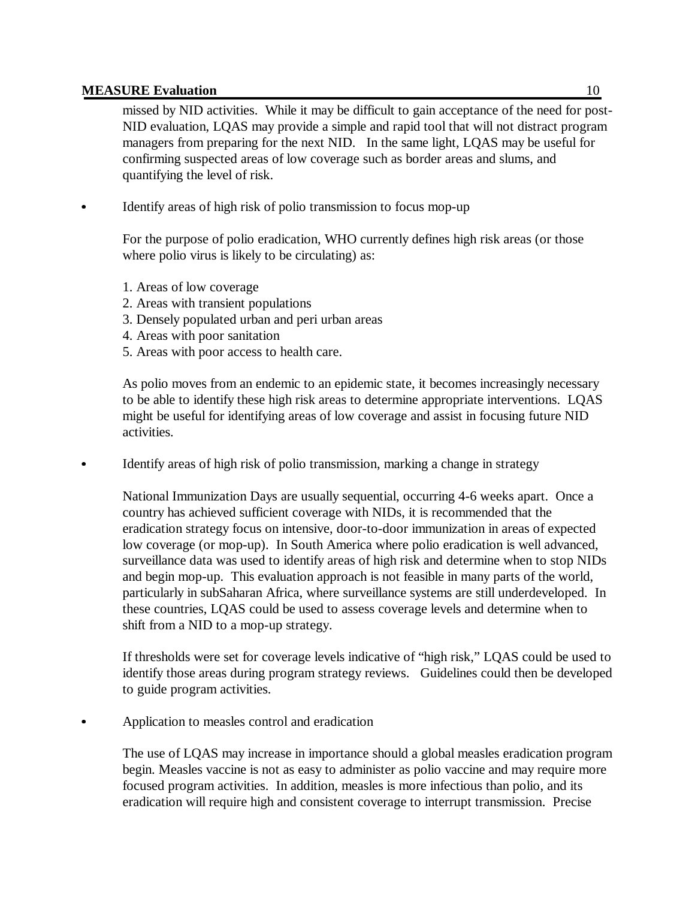missed by NID activities. While it may be difficult to gain acceptance of the need for post-NID evaluation, LQAS may provide a simple and rapid tool that will not distract program managers from preparing for the next NID. In the same light, LQAS may be useful for confirming suspected areas of low coverage such as border areas and slums, and quantifying the level of risk.

- Identify areas of high risk of polio transmission to focus mop-up

  For the purpose of polio eradication, WHO currently defines high risk areas (or those where polio virus is likely to be circulating) as:

  1. Areas of low coverage
  2. Areas with transient populations
  3. Densely populated urban and peri urban areas
  4. Areas with poor sanitation
  5. Areas with poor access to health care.

  As polio moves from an endemic to an epidemic state, it becomes increasingly necessary to be able to identify these high risk areas to determine appropriate interventions. LQAS might be useful for identifying areas of low coverage and assist in focusing future NID activities.

- Identify areas of high risk of polio transmission, marking a change in strategy

  National Immunization Days are usually sequential, occurring 4-6 weeks apart. Once a country has achieved sufficient coverage with NIDs, it is recommended that the eradication strategy focus on intensive, door-to-door immunization in areas of expected low coverage (or mop-up). In South America where polio eradication is well advanced, surveillance data was used to identify areas of high risk and determine when to stop NIDs and begin mop-up. This evaluation approach is not feasible in many parts of the world, particularly in subSaharan Africa, where surveillance systems are still underdeveloped. In these countries, LQAS could be used to assess coverage levels and determine when to shift from a NID to a mop-up strategy.

  If thresholds were set for coverage levels indicative of "high risk," LQAS could be used to identify those areas during program strategy reviews. Guidelines could then be developed to guide program activities.

- Application to measles control and eradication

  The use of LQAS may increase in importance should a global measles eradication program begin. Measles vaccine is not as easy to administer as polio vaccine and may require more focused program activities. In addition, measles is more infectious than polio, and its eradication will require high and consistent coverage to interrupt transmission. Precise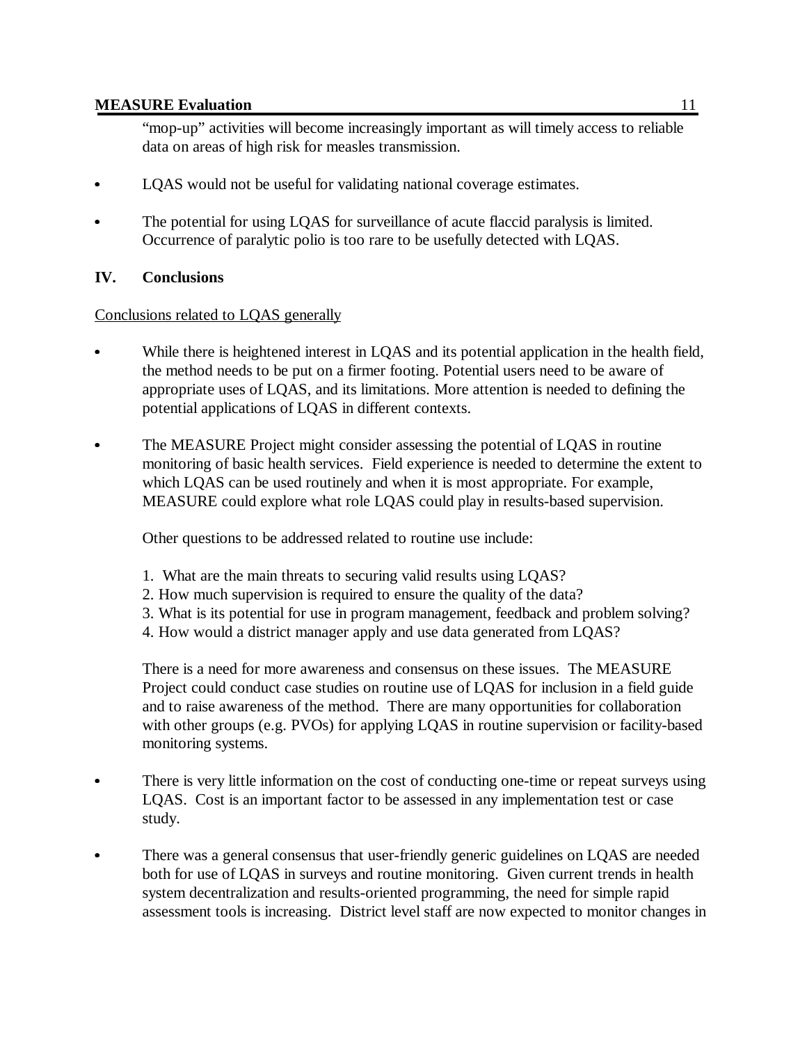"mop-up" activities will become increasingly important as will timely access to reliable data on areas of high risk for measles transmission.

- LQAS would not be useful for validating national coverage estimates.

- The potential for using LQAS for surveillance of acute flaccid paralysis is limited. Occurrence of paralytic polio is too rare to be usefully detected with LQAS.

## IV. Conclusions

Conclusions related to LQAS generally

- While there is heightened interest in LQAS and its potential application in the health field, the method needs to be put on a firmer footing. Potential users need to be aware of appropriate uses of LQAS, and its limitations. More attention is needed to defining the potential applications of LQAS in different contexts.

- The MEASURE Project might consider assessing the potential of LQAS in routine monitoring of basic health services. Field experience is needed to determine the extent to which LQAS can be used routinely and when it is most appropriate. For example, MEASURE could explore what role LQAS could play in results-based supervision.

  Other questions to be addressed related to routine use include:

  1. What are the main threats to securing valid results using LQAS?
  2. How much supervision is required to ensure the quality of the data?
  3. What is its potential for use in program management, feedback and problem solving?
  4. How would a district manager apply and use data generated from LQAS?

  There is a need for more awareness and consensus on these issues. The MEASURE Project could conduct case studies on routine use of LQAS for inclusion in a field guide and to raise awareness of the method. There are many opportunities for collaboration with other groups (e.g. PVOs) for applying LQAS in routine supervision or facility-based monitoring systems.

- There is very little information on the cost of conducting one-time or repeat surveys using LQAS. Cost is an important factor to be assessed in any implementation test or case study.

- There was a general consensus that user-friendly generic guidelines on LQAS are needed both for use of LQAS in surveys and routine monitoring. Given current trends in health system decentralization and results-oriented programming, the need for simple rapid assessment tools is increasing. District level staff are now expected to monitor changes in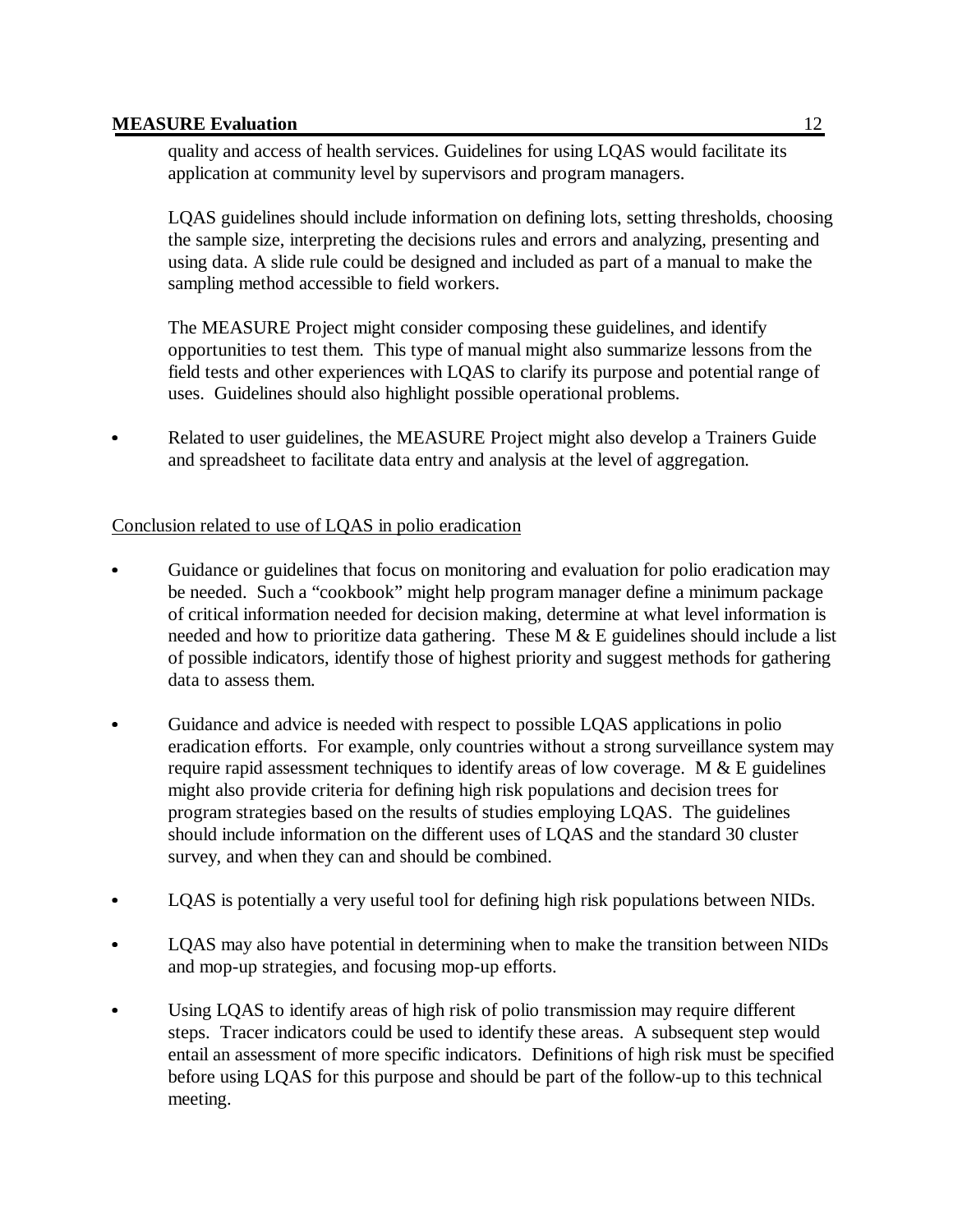quality and access of health services. Guidelines for using LQAS would facilitate its application at community level by supervisors and program managers.

LQAS guidelines should include information on defining lots, setting thresholds, choosing the sample size, interpreting the decisions rules and errors and analyzing, presenting and using data. A slide rule could be designed and included as part of a manual to make the sampling method accessible to field workers.

The MEASURE Project might consider composing these guidelines, and identify opportunities to test them. This type of manual might also summarize lessons from the field tests and other experiences with LQAS to clarify its purpose and potential range of uses. Guidelines should also highlight possible operational problems.

- Related to user guidelines, the MEASURE Project might also develop a Trainers Guide and spreadsheet to facilitate data entry and analysis at the level of aggregation.

<u>Conclusion related to use of LQAS in polio eradication</u>

- Guidance or guidelines that focus on monitoring and evaluation for polio eradication may be needed. Such a "cookbook" might help program manager define a minimum package of critical information needed for decision making, determine at what level information is needed and how to prioritize data gathering. These M & E guidelines should include a list of possible indicators, identify those of highest priority and suggest methods for gathering data to assess them.

- Guidance and advice is needed with respect to possible LQAS applications in polio eradication efforts. For example, only countries without a strong surveillance system may require rapid assessment techniques to identify areas of low coverage. M & E guidelines might also provide criteria for defining high risk populations and decision trees for program strategies based on the results of studies employing LQAS. The guidelines should include information on the different uses of LQAS and the standard 30 cluster survey, and when they can and should be combined.

- LQAS is potentially a very useful tool for defining high risk populations between NIDs.

- LQAS may also have potential in determining when to make the transition between NIDs and mop-up strategies, and focusing mop-up efforts.

- Using LQAS to identify areas of high risk of polio transmission may require different steps. Tracer indicators could be used to identify these areas. A subsequent step would entail an assessment of more specific indicators. Definitions of high risk must be specified before using LQAS for this purpose and should be part of the follow-up to this technical meeting.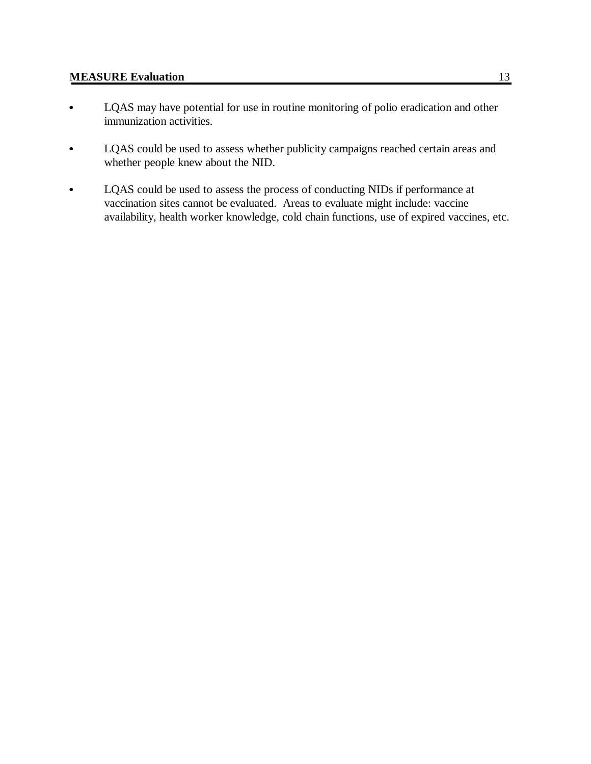- LQAS may have potential for use in routine monitoring of polio eradication and other immunization activities.

- LQAS could be used to assess whether publicity campaigns reached certain areas and whether people knew about the NID.

- LQAS could be used to assess the process of conducting NIDs if performance at vaccination sites cannot be evaluated. Areas to evaluate might include: vaccine availability, health worker knowledge, cold chain functions, use of expired vaccines, etc.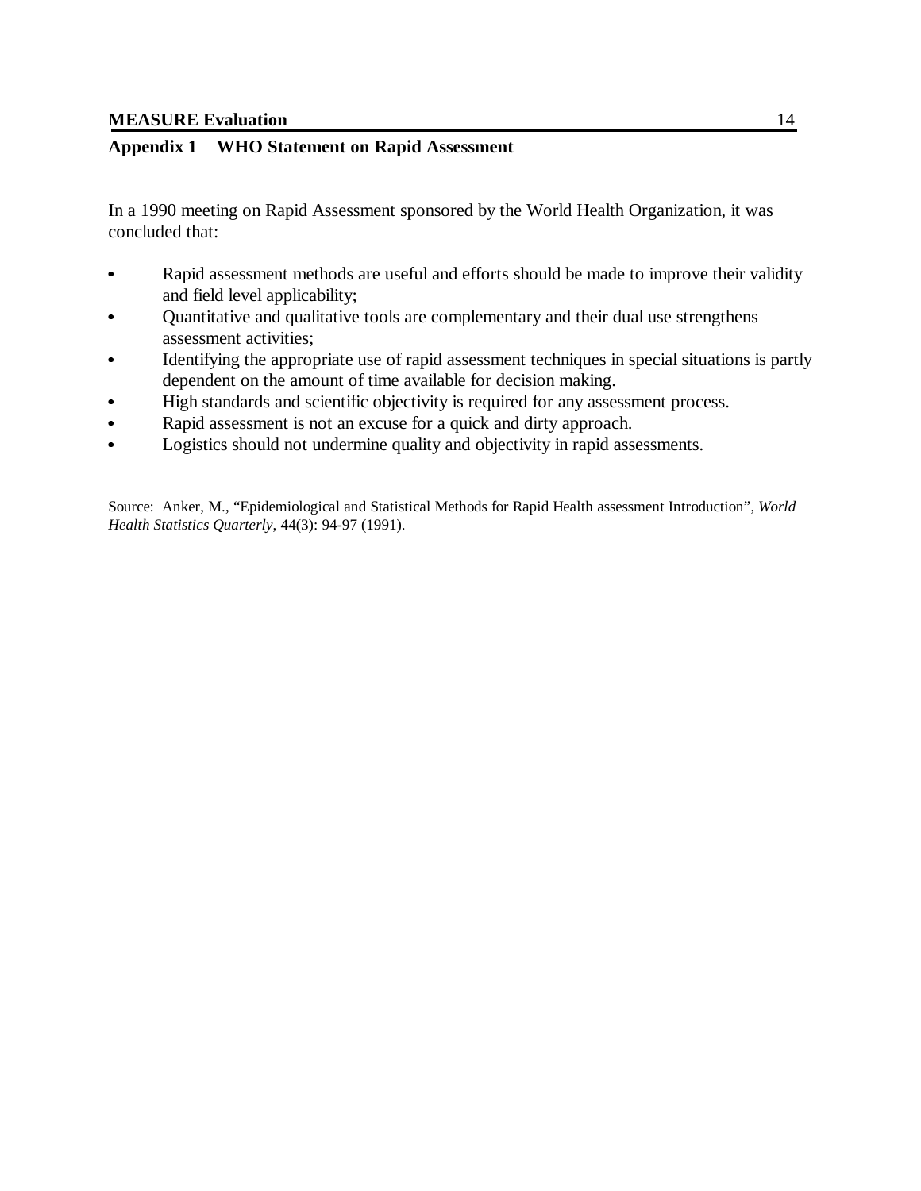## Appendix 1 WHO Statement on Rapid Assessment

In a 1990 meeting on Rapid Assessment sponsored by the World Health Organization, it was concluded that:

- Rapid assessment methods are useful and efforts should be made to improve their validity and field level applicability;
- Quantitative and qualitative tools are complementary and their dual use strengthens assessment activities;
- Identifying the appropriate use of rapid assessment techniques in special situations is partly dependent on the amount of time available for decision making.
- High standards and scientific objectivity is required for any assessment process.
- Rapid assessment is not an excuse for a quick and dirty approach.
- Logistics should not undermine quality and objectivity in rapid assessments.

Source: Anker, M., "Epidemiological and Statistical Methods for Rapid Health assessment Introduction", *World Health Statistics Quarterly*, 44(3): 94-97 (1991).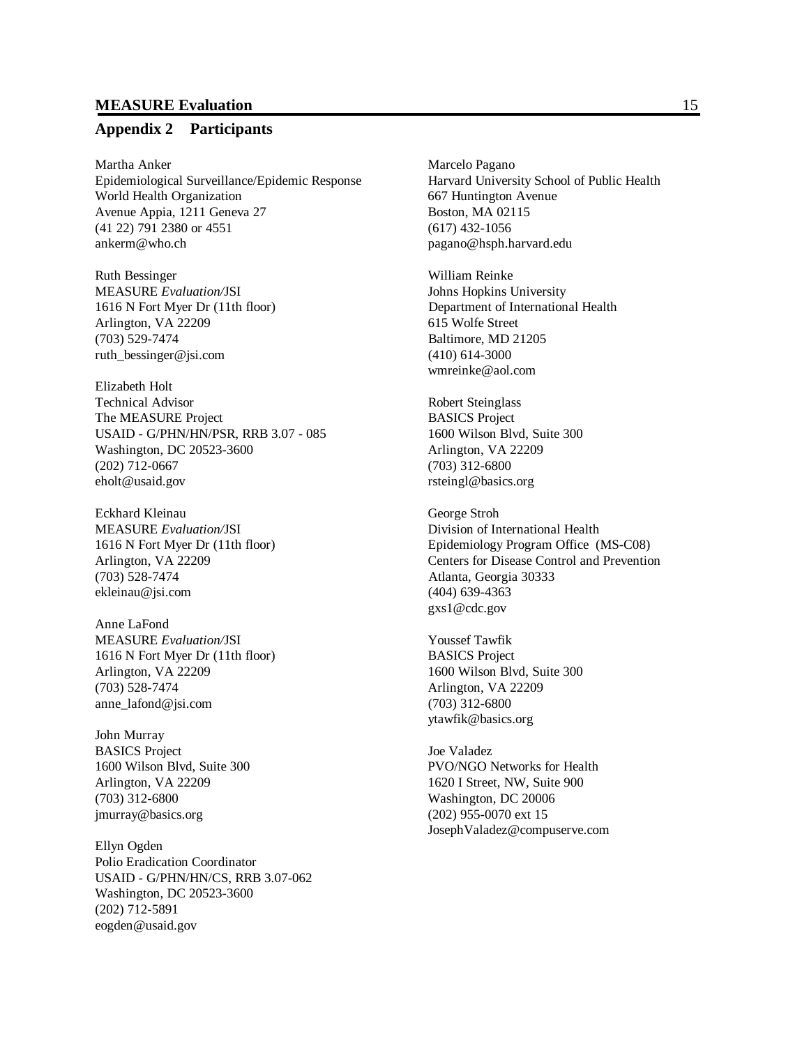## Appendix 2 Participants

Martha Anker
Epidemiological Surveillance/Epidemic Response
World Health Organization
Avenue Appia, 1211 Geneva 27
(41 22) 791 2380 or 4551
ankerm@who.ch

Ruth Bessinger
MEASURE *Evaluation*/JSI
1616 N Fort Myer Dr (11th floor)
Arlington, VA 22209
(703) 529-7474
ruth_bessinger@jsi.com

Elizabeth Holt
Technical Advisor
The MEASURE Project
USAID - G/PHN/HN/PSR, RRB 3.07 - 085
Washington, DC 20523-3600
(202) 712-0667
eholt@usaid.gov

Eckhard Kleinau
MEASURE *Evaluation*/JSI
1616 N Fort Myer Dr (11th floor)
Arlington, VA 22209
(703) 528-7474
ekleinau@jsi.com

Anne LaFond
MEASURE *Evaluation*/JSI
1616 N Fort Myer Dr (11th floor)
Arlington, VA 22209
(703) 528-7474
anne_lafond@jsi.com

John Murray
BASICS Project
1600 Wilson Blvd, Suite 300
Arlington, VA 22209
(703) 312-6800
jmurray@basics.org

Ellyn Ogden
Polio Eradication Coordinator
USAID - G/PHN/HN/CS, RRB 3.07-062
Washington, DC 20523-3600
(202) 712-5891
eogden@usaid.gov

Marcelo Pagano
Harvard University School of Public Health
667 Huntington Avenue
Boston, MA 02115
(617) 432-1056
pagano@hsph.harvard.edu

William Reinke
Johns Hopkins University
Department of International Health
615 Wolfe Street
Baltimore, MD 21205
(410) 614-3000
wmreinke@aol.com

Robert Steinglass
BASICS Project
1600 Wilson Blvd, Suite 300
Arlington, VA 22209
(703) 312-6800
rsteingl@basics.org

George Stroh
Division of International Health
Epidemiology Program Office (MS-C08)
Centers for Disease Control and Prevention
Atlanta, Georgia 30333
(404) 639-4363
gxs1@cdc.gov

Youssef Tawfik
BASICS Project
1600 Wilson Blvd, Suite 300
Arlington, VA 22209
(703) 312-6800
ytawfik@basics.org

Joe Valadez
PVO/NGO Networks for Health
1620 I Street, NW, Suite 900
Washington, DC 20006
(202) 955-0070 ext 15
JosephValadez@compuserve.com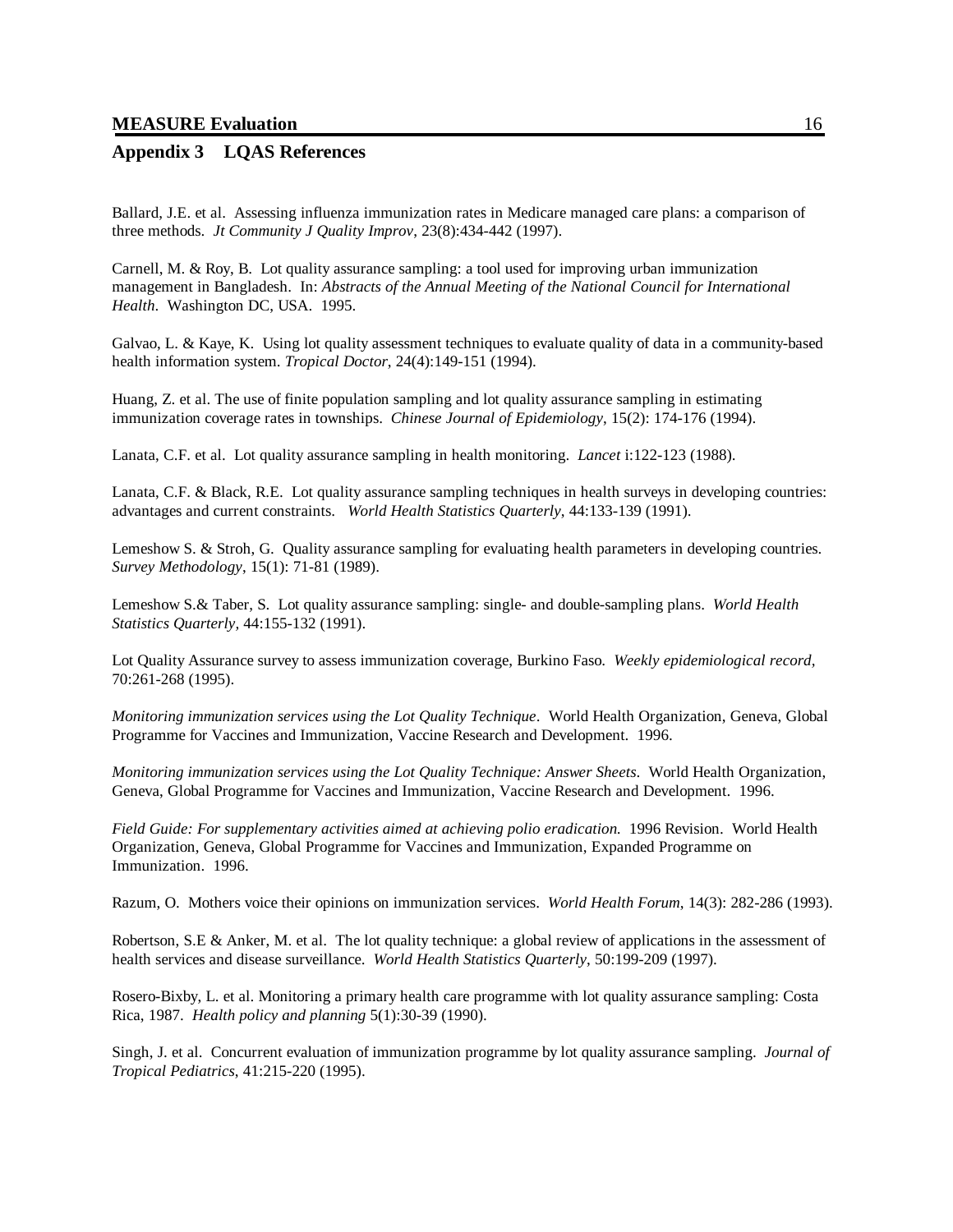## Appendix 3 LQAS References

Ballard, J.E. et al. Assessing influenza immunization rates in Medicare managed care plans: a comparison of three methods. *Jt Community J Quality Improv*, 23(8):434-442 (1997).

Carnell, M. & Roy, B. Lot quality assurance sampling: a tool used for improving urban immunization management in Bangladesh. In: *Abstracts of the Annual Meeting of the National Council for International Health*. Washington DC, USA. 1995.

Galvao, L. & Kaye, K. Using lot quality assessment techniques to evaluate quality of data in a community-based health information system. *Tropical Doctor*, 24(4):149-151 (1994).

Huang, Z. et al. The use of finite population sampling and lot quality assurance sampling in estimating immunization coverage rates in townships. *Chinese Journal of Epidemiology*, 15(2): 174-176 (1994).

Lanata, C.F. et al. Lot quality assurance sampling in health monitoring. *Lancet* i:122-123 (1988).

Lanata, C.F. & Black, R.E. Lot quality assurance sampling techniques in health surveys in developing countries: advantages and current constraints. *World Health Statistics Quarterly*, 44:133-139 (1991).

Lemeshow S. & Stroh, G. Quality assurance sampling for evaluating health parameters in developing countries. *Survey Methodology*, 15(1): 71-81 (1989).

Lemeshow S.& Taber, S. Lot quality assurance sampling: single- and double-sampling plans. *World Health Statistics Quarterly*, 44:155-132 (1991).

Lot Quality Assurance survey to assess immunization coverage, Burkino Faso. *Weekly epidemiological record*, 70:261-268 (1995).

*Monitoring immunization services using the Lot Quality Technique*. World Health Organization, Geneva, Global Programme for Vaccines and Immunization, Vaccine Research and Development. 1996.

*Monitoring immunization services using the Lot Quality Technique: Answer Sheets*. World Health Organization, Geneva, Global Programme for Vaccines and Immunization, Vaccine Research and Development. 1996.

*Field Guide: For supplementary activities aimed at achieving polio eradication.* 1996 Revision. World Health Organization, Geneva, Global Programme for Vaccines and Immunization, Expanded Programme on Immunization. 1996.

Razum, O. Mothers voice their opinions on immunization services. *World Health Forum*, 14(3): 282-286 (1993).

Robertson, S.E & Anker, M. et al. The lot quality technique: a global review of applications in the assessment of health services and disease surveillance. *World Health Statistics Quarterly*, 50:199-209 (1997).

Rosero-Bixby, L. et al. Monitoring a primary health care programme with lot quality assurance sampling: Costa Rica, 1987. *Health policy and planning* 5(1):30-39 (1990).

Singh, J. et al. Concurrent evaluation of immunization programme by lot quality assurance sampling. *Journal of Tropical Pediatrics*, 41:215-220 (1995).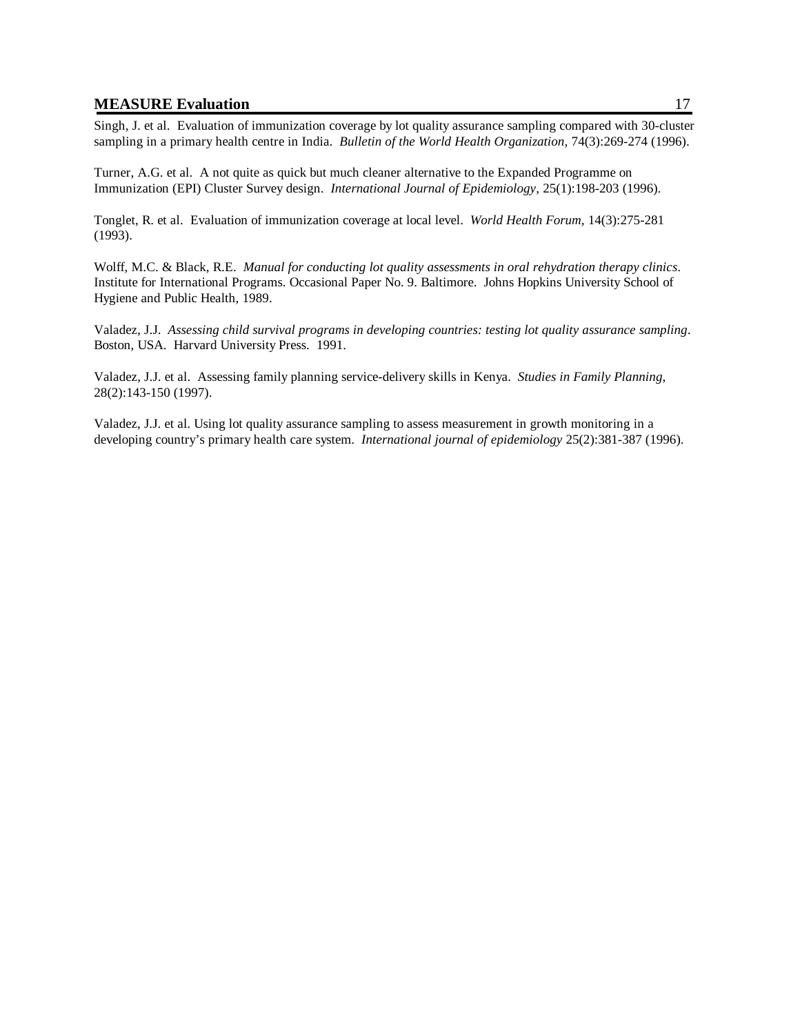Singh, J. et al. Evaluation of immunization coverage by lot quality assurance sampling compared with 30-cluster sampling in a primary health centre in India. *Bulletin of the World Health Organization,* 74(3):269-274 (1996).

Turner, A.G. et al. A not quite as quick but much cleaner alternative to the Expanded Programme on Immunization (EPI) Cluster Survey design. *International Journal of Epidemiology*, 25(1):198-203 (1996).

Tonglet, R. et al. Evaluation of immunization coverage at local level. *World Health Forum*, 14(3):275-281 (1993).

Wolff, M.C. & Black, R.E. *Manual for conducting lot quality assessments in oral rehydration therapy clinics*. Institute for International Programs. Occasional Paper No. 9. Baltimore. Johns Hopkins University School of Hygiene and Public Health, 1989.

Valadez, J.J. *Assessing child survival programs in developing countries: testing lot quality assurance sampling*. Boston, USA. Harvard University Press. 1991.

Valadez, J.J. et al. Assessing family planning service-delivery skills in Kenya. *Studies in Family Planning*, 28(2):143-150 (1997).

Valadez, J.J. et al. Using lot quality assurance sampling to assess measurement in growth monitoring in a developing country's primary health care system. *International journal of epidemiology* 25(2):381-387 (1996).